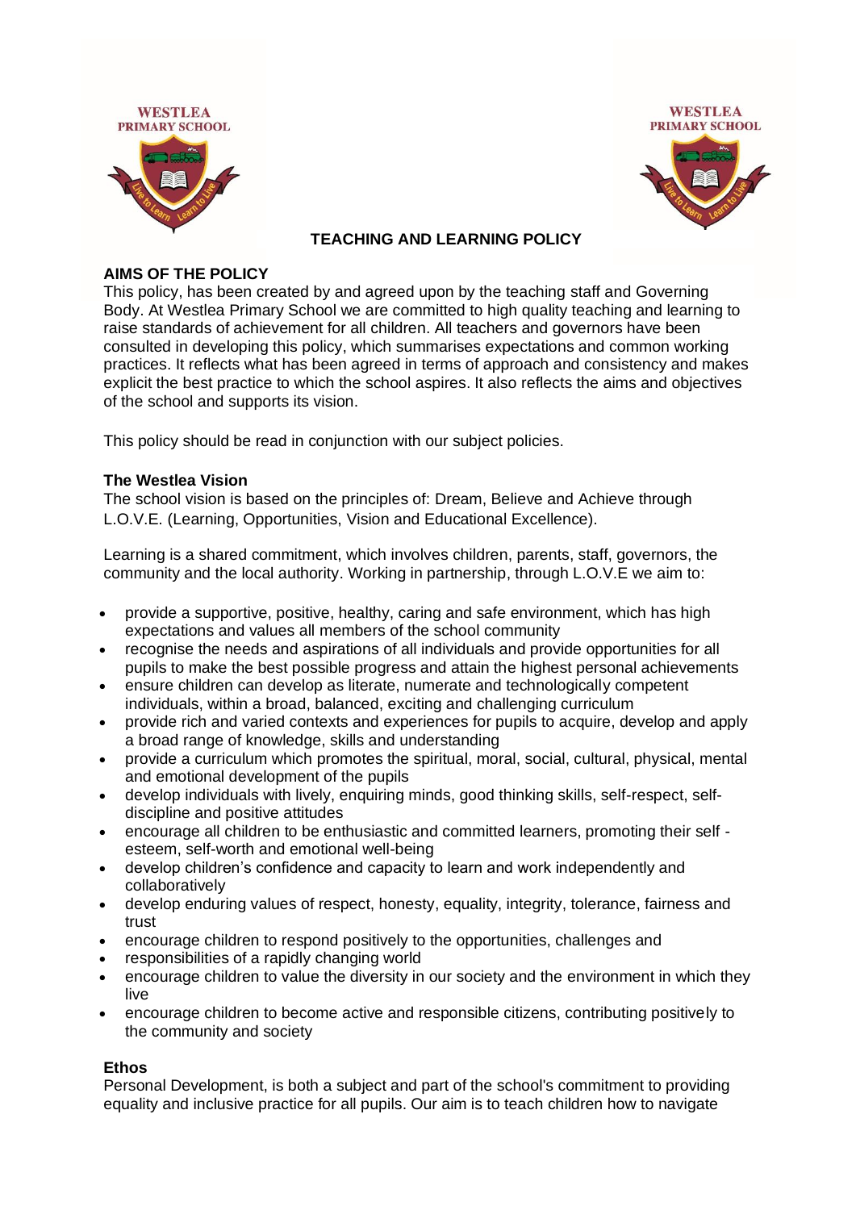WESTLEA PRIMARY SCHOOL

# TEACHING AND LEARNING POLICY

## AIMS OF THE POLICY

This policy, has been created by and agreed upon by the teaching staff and Governing Body. At Westlea Primary School we are committed to high quality teaching and learning to raise standards of achievement for all children. All teachers and governors have been consulted in developing this policy, which summarises expectations and common working practices. It reflects what has been agreed in terms of approach and consistency and makes explicit the best practice to which the school aspires. It also reflects the aims and objectives of the school and supports its vision.

This policy should be read in conjunction with our subject policies.

### The Westlea Vision

The school vision is based on the principles of: Dream, Believe and Achieve through L.O.V.E. (Learning, Opportunities, Vision and Educational Excellence).

Learning is a shared commitment, which involves children, parents, staff, governors, the community and the local authority. Working in partnership, through L.O.V.E we aim to:

- provide a supportive, positive, healthy, caring and safe environment, which has high expectations and values all members of the school community
- recognise the needs and aspirations of all individuals and provide opportunities for all pupils to make the best possible progress and attain the highest personal achievements
- ensure children can develop as literate, numerate and technologically competent individuals, within a broad, balanced, exciting and challenging curriculum
- provide rich and varied contexts and experiences for pupils to acquire, develop and apply a broad range of knowledge, skills and understanding
- provide a curriculum which promotes the spiritual, moral, social, cultural, physical, mental and emotional development of the pupils
- develop individuals with lively, enquiring minds, good thinking skills, self-respect, self-discipline and positive attitudes
- encourage all children to be enthusiastic and committed learners, promoting their self - esteem, self-worth and emotional well-being
- develop children's confidence and capacity to learn and work independently and collaboratively
- develop enduring values of respect, honesty, equality, integrity, tolerance, fairness and trust
- encourage children to respond positively to the opportunities, challenges and
- responsibilities of a rapidly changing world
- encourage children to value the diversity in our society and the environment in which they live
- encourage children to become active and responsible citizens, contributing positively to the community and society

### Ethos

Personal Development, is both a subject and part of the school's commitment to providing equality and inclusive practice for all pupils. Our aim is to teach children how to navigate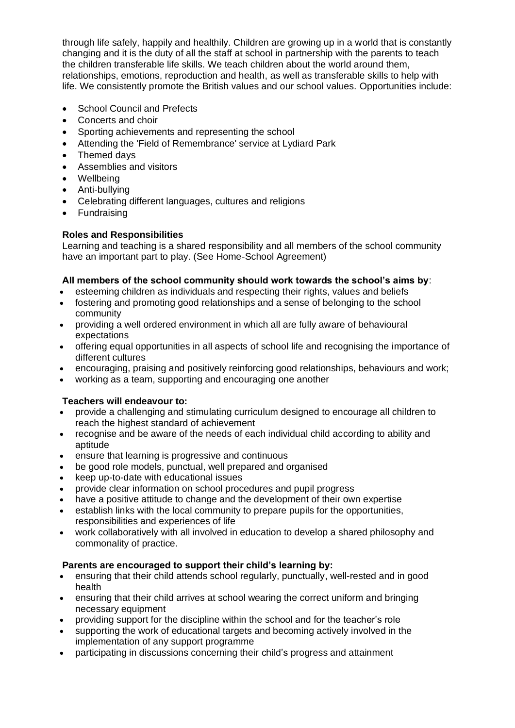through life safely, happily and healthily. Children are growing up in a world that is constantly changing and it is the duty of all the staff at school in partnership with the parents to teach the children transferable life skills. We teach children about the world around them, relationships, emotions, reproduction and health, as well as transferable skills to help with life. We consistently promote the British values and our school values. Opportunities include:

- School Council and Prefects
- Concerts and choir
- Sporting achievements and representing the school
- Attending the 'Field of Remembrance' service at Lydiard Park
- Themed days
- Assemblies and visitors
- Wellbeing
- Anti-bullying
- Celebrating different languages, cultures and religions
- Fundraising

**Roles and Responsibilities**

Learning and teaching is a shared responsibility and all members of the school community have an important part to play. (See Home-School Agreement)

**All members of the school community should work towards the school's aims by**:

- esteeming children as individuals and respecting their rights, values and beliefs
- fostering and promoting good relationships and a sense of belonging to the school community
- providing a well ordered environment in which all are fully aware of behavioural expectations
- offering equal opportunities in all aspects of school life and recognising the importance of different cultures
- encouraging, praising and positively reinforcing good relationships, behaviours and work;
- working as a team, supporting and encouraging one another

**Teachers will endeavour to:**

- provide a challenging and stimulating curriculum designed to encourage all children to reach the highest standard of achievement
- recognise and be aware of the needs of each individual child according to ability and aptitude
- ensure that learning is progressive and continuous
- be good role models, punctual, well prepared and organised
- keep up-to-date with educational issues
- provide clear information on school procedures and pupil progress
- have a positive attitude to change and the development of their own expertise
- establish links with the local community to prepare pupils for the opportunities, responsibilities and experiences of life
- work collaboratively with all involved in education to develop a shared philosophy and commonality of practice.

**Parents are encouraged to support their child's learning by:**

- ensuring that their child attends school regularly, punctually, well-rested and in good health
- ensuring that their child arrives at school wearing the correct uniform and bringing necessary equipment
- providing support for the discipline within the school and for the teacher's role
- supporting the work of educational targets and becoming actively involved in the implementation of any support programme
- participating in discussions concerning their child's progress and attainment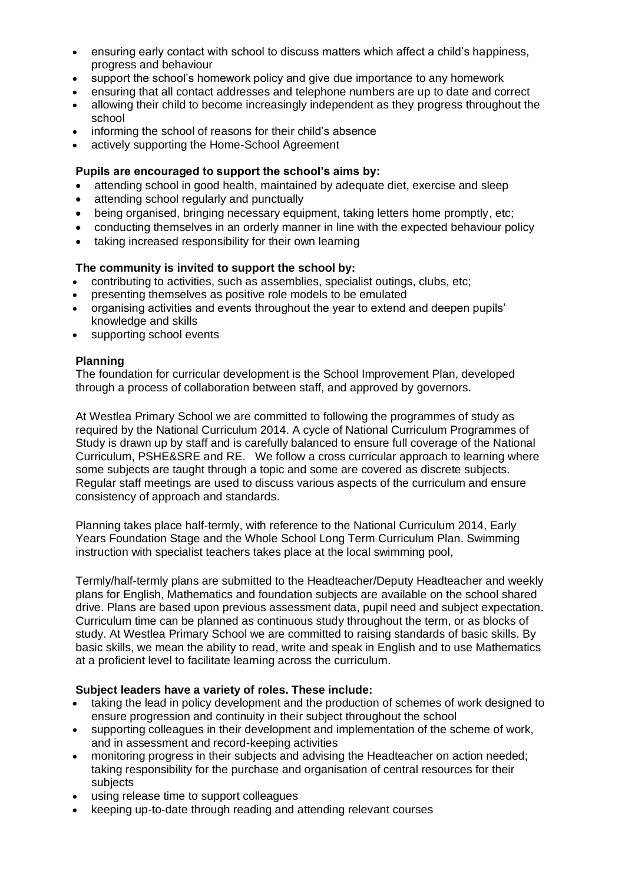- ensuring early contact with school to discuss matters which affect a child's happiness, progress and behaviour
- support the school's homework policy and give due importance to any homework
- ensuring that all contact addresses and telephone numbers are up to date and correct
- allowing their child to become increasingly independent as they progress throughout the school
- informing the school of reasons for their child's absence
- actively supporting the Home-School Agreement

**Pupils are encouraged to support the school's aims by:**

- attending school in good health, maintained by adequate diet, exercise and sleep
- attending school regularly and punctually
- being organised, bringing necessary equipment, taking letters home promptly, etc;
- conducting themselves in an orderly manner in line with the expected behaviour policy
- taking increased responsibility for their own learning

**The community is invited to support the school by:**

- contributing to activities, such as assemblies, specialist outings, clubs, etc;
- presenting themselves as positive role models to be emulated
- organising activities and events throughout the year to extend and deepen pupils' knowledge and skills
- supporting school events

**Planning**

The foundation for curricular development is the School Improvement Plan, developed through a process of collaboration between staff, and approved by governors.

At Westlea Primary School we are committed to following the programmes of study as required by the National Curriculum 2014. A cycle of National Curriculum Programmes of Study is drawn up by staff and is carefully balanced to ensure full coverage of the National Curriculum, PSHE&SRE and RE. We follow a cross curricular approach to learning where some subjects are taught through a topic and some are covered as discrete subjects. Regular staff meetings are used to discuss various aspects of the curriculum and ensure consistency of approach and standards.

Planning takes place half-termly, with reference to the National Curriculum 2014, Early Years Foundation Stage and the Whole School Long Term Curriculum Plan. Swimming instruction with specialist teachers takes place at the local swimming pool,

Termly/half-termly plans are submitted to the Headteacher/Deputy Headteacher and weekly plans for English, Mathematics and foundation subjects are available on the school shared drive. Plans are based upon previous assessment data, pupil need and subject expectation. Curriculum time can be planned as continuous study throughout the term, or as blocks of study. At Westlea Primary School we are committed to raising standards of basic skills. By basic skills, we mean the ability to read, write and speak in English and to use Mathematics at a proficient level to facilitate learning across the curriculum.

**Subject leaders have a variety of roles. These include:**

- taking the lead in policy development and the production of schemes of work designed to ensure progression and continuity in their subject throughout the school
- supporting colleagues in their development and implementation of the scheme of work, and in assessment and record-keeping activities
- monitoring progress in their subjects and advising the Headteacher on action needed; taking responsibility for the purchase and organisation of central resources for their subjects
- using release time to support colleagues
- keeping up-to-date through reading and attending relevant courses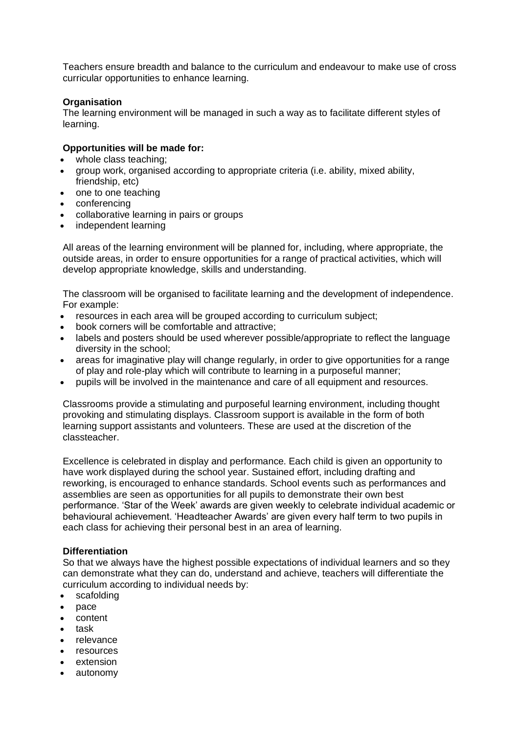Teachers ensure breadth and balance to the curriculum and endeavour to make use of cross curricular opportunities to enhance learning.

**Organisation**

The learning environment will be managed in such a way as to facilitate different styles of learning.

**Opportunities will be made for:**

- whole class teaching;
- group work, organised according to appropriate criteria (i.e. ability, mixed ability, friendship, etc)
- one to one teaching
- conferencing
- collaborative learning in pairs or groups
- independent learning

All areas of the learning environment will be planned for, including, where appropriate, the outside areas, in order to ensure opportunities for a range of practical activities, which will develop appropriate knowledge, skills and understanding.

The classroom will be organised to facilitate learning and the development of independence. For example:

- resources in each area will be grouped according to curriculum subject;
- book corners will be comfortable and attractive;
- labels and posters should be used wherever possible/appropriate to reflect the language diversity in the school;
- areas for imaginative play will change regularly, in order to give opportunities for a range of play and role-play which will contribute to learning in a purposeful manner;
- pupils will be involved in the maintenance and care of all equipment and resources.

Classrooms provide a stimulating and purposeful learning environment, including thought provoking and stimulating displays. Classroom support is available in the form of both learning support assistants and volunteers. These are used at the discretion of the classteacher.

Excellence is celebrated in display and performance. Each child is given an opportunity to have work displayed during the school year. Sustained effort, including drafting and reworking, is encouraged to enhance standards. School events such as performances and assemblies are seen as opportunities for all pupils to demonstrate their own best performance. 'Star of the Week' awards are given weekly to celebrate individual academic or behavioural achievement. 'Headteacher Awards' are given every half term to two pupils in each class for achieving their personal best in an area of learning.

**Differentiation**

So that we always have the highest possible expectations of individual learners and so they can demonstrate what they can do, understand and achieve, teachers will differentiate the curriculum according to individual needs by:

- scafolding
- pace
- content
- task
- relevance
- resources
- extension
- autonomy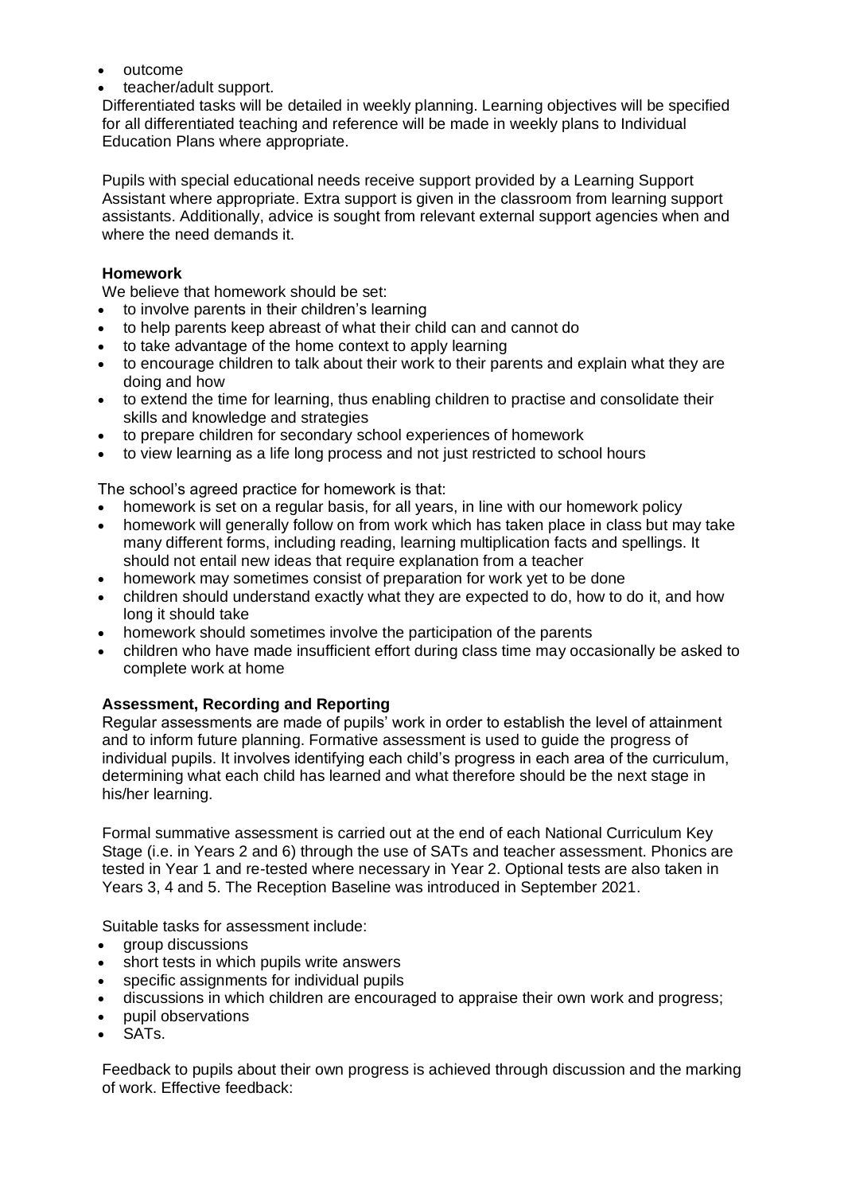- outcome
- teacher/adult support.

Differentiated tasks will be detailed in weekly planning. Learning objectives will be specified for all differentiated teaching and reference will be made in weekly plans to Individual Education Plans where appropriate.

Pupils with special educational needs receive support provided by a Learning Support Assistant where appropriate. Extra support is given in the classroom from learning support assistants. Additionally, advice is sought from relevant external support agencies when and where the need demands it.

**Homework**

We believe that homework should be set:

- to involve parents in their children's learning
- to help parents keep abreast of what their child can and cannot do
- to take advantage of the home context to apply learning
- to encourage children to talk about their work to their parents and explain what they are doing and how
- to extend the time for learning, thus enabling children to practise and consolidate their skills and knowledge and strategies
- to prepare children for secondary school experiences of homework
- to view learning as a life long process and not just restricted to school hours

The school's agreed practice for homework is that:

- homework is set on a regular basis, for all years, in line with our homework policy
- homework will generally follow on from work which has taken place in class but may take many different forms, including reading, learning multiplication facts and spellings. It should not entail new ideas that require explanation from a teacher
- homework may sometimes consist of preparation for work yet to be done
- children should understand exactly what they are expected to do, how to do it, and how long it should take
- homework should sometimes involve the participation of the parents
- children who have made insufficient effort during class time may occasionally be asked to complete work at home

**Assessment, Recording and Reporting**

Regular assessments are made of pupils' work in order to establish the level of attainment and to inform future planning. Formative assessment is used to guide the progress of individual pupils. It involves identifying each child's progress in each area of the curriculum, determining what each child has learned and what therefore should be the next stage in his/her learning.

Formal summative assessment is carried out at the end of each National Curriculum Key Stage (i.e. in Years 2 and 6) through the use of SATs and teacher assessment. Phonics are tested in Year 1 and re-tested where necessary in Year 2. Optional tests are also taken in Years 3, 4 and 5. The Reception Baseline was introduced in September 2021.

Suitable tasks for assessment include:

- group discussions
- short tests in which pupils write answers
- specific assignments for individual pupils
- discussions in which children are encouraged to appraise their own work and progress;
- pupil observations
- SATs.

Feedback to pupils about their own progress is achieved through discussion and the marking of work. Effective feedback: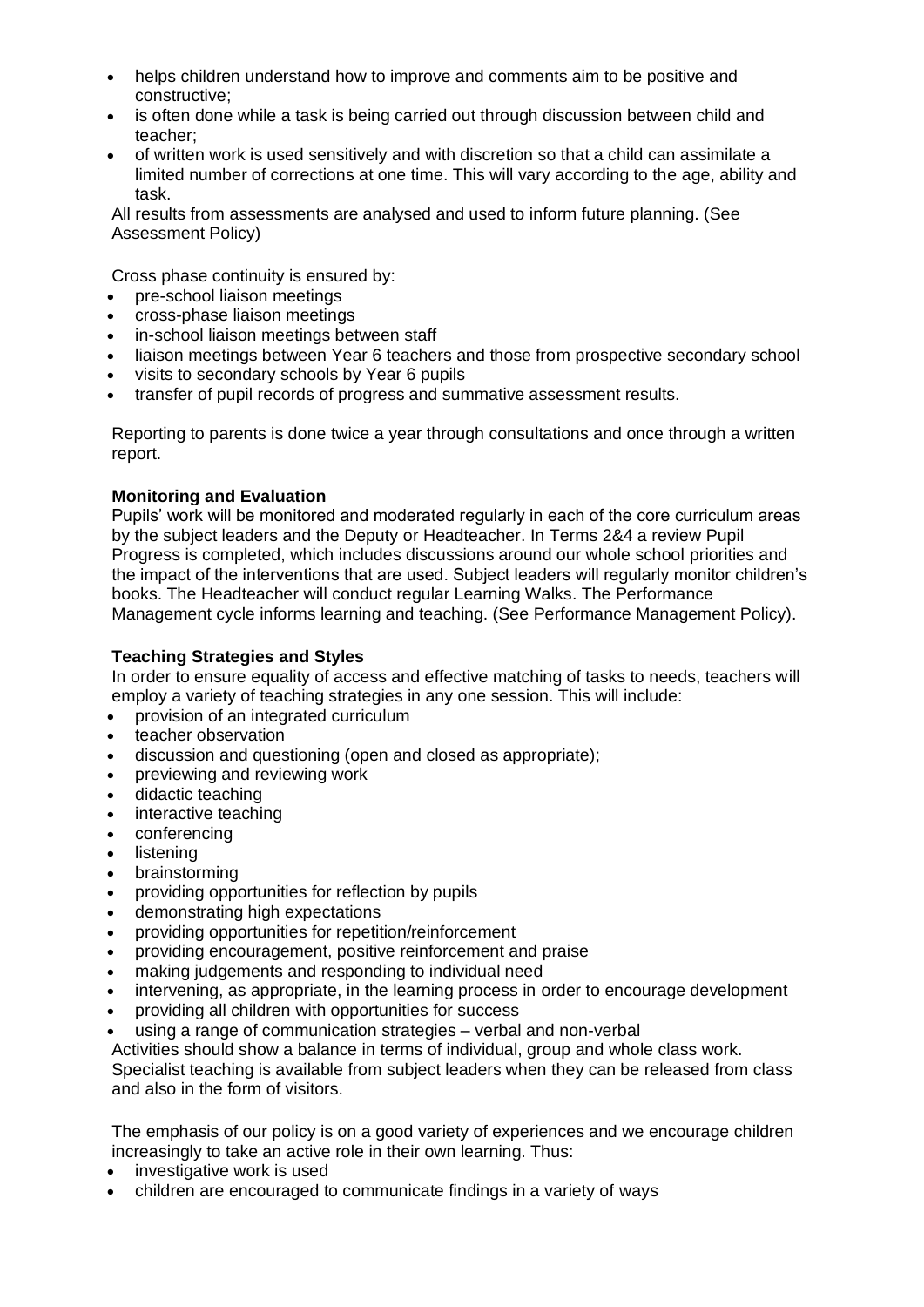- helps children understand how to improve and comments aim to be positive and constructive;
- is often done while a task is being carried out through discussion between child and teacher;
- of written work is used sensitively and with discretion so that a child can assimilate a limited number of corrections at one time. This will vary according to the age, ability and task.

All results from assessments are analysed and used to inform future planning. (See Assessment Policy)

Cross phase continuity is ensured by:

- pre-school liaison meetings
- cross-phase liaison meetings
- in-school liaison meetings between staff
- liaison meetings between Year 6 teachers and those from prospective secondary school
- visits to secondary schools by Year 6 pupils
- transfer of pupil records of progress and summative assessment results.

Reporting to parents is done twice a year through consultations and once through a written report.

**Monitoring and Evaluation**

Pupils' work will be monitored and moderated regularly in each of the core curriculum areas by the subject leaders and the Deputy or Headteacher. In Terms 2&4 a review Pupil Progress is completed, which includes discussions around our whole school priorities and the impact of the interventions that are used. Subject leaders will regularly monitor children's books. The Headteacher will conduct regular Learning Walks. The Performance Management cycle informs learning and teaching. (See Performance Management Policy).

**Teaching Strategies and Styles**

In order to ensure equality of access and effective matching of tasks to needs, teachers will employ a variety of teaching strategies in any one session. This will include:

- provision of an integrated curriculum
- teacher observation
- discussion and questioning (open and closed as appropriate);
- previewing and reviewing work
- didactic teaching
- interactive teaching
- conferencing
- listening
- brainstorming
- providing opportunities for reflection by pupils
- demonstrating high expectations
- providing opportunities for repetition/reinforcement
- providing encouragement, positive reinforcement and praise
- making judgements and responding to individual need
- intervening, as appropriate, in the learning process in order to encourage development
- providing all children with opportunities for success
- using a range of communication strategies – verbal and non-verbal

Activities should show a balance in terms of individual, group and whole class work. Specialist teaching is available from subject leaders when they can be released from class and also in the form of visitors.

The emphasis of our policy is on a good variety of experiences and we encourage children increasingly to take an active role in their own learning. Thus:

- investigative work is used
- children are encouraged to communicate findings in a variety of ways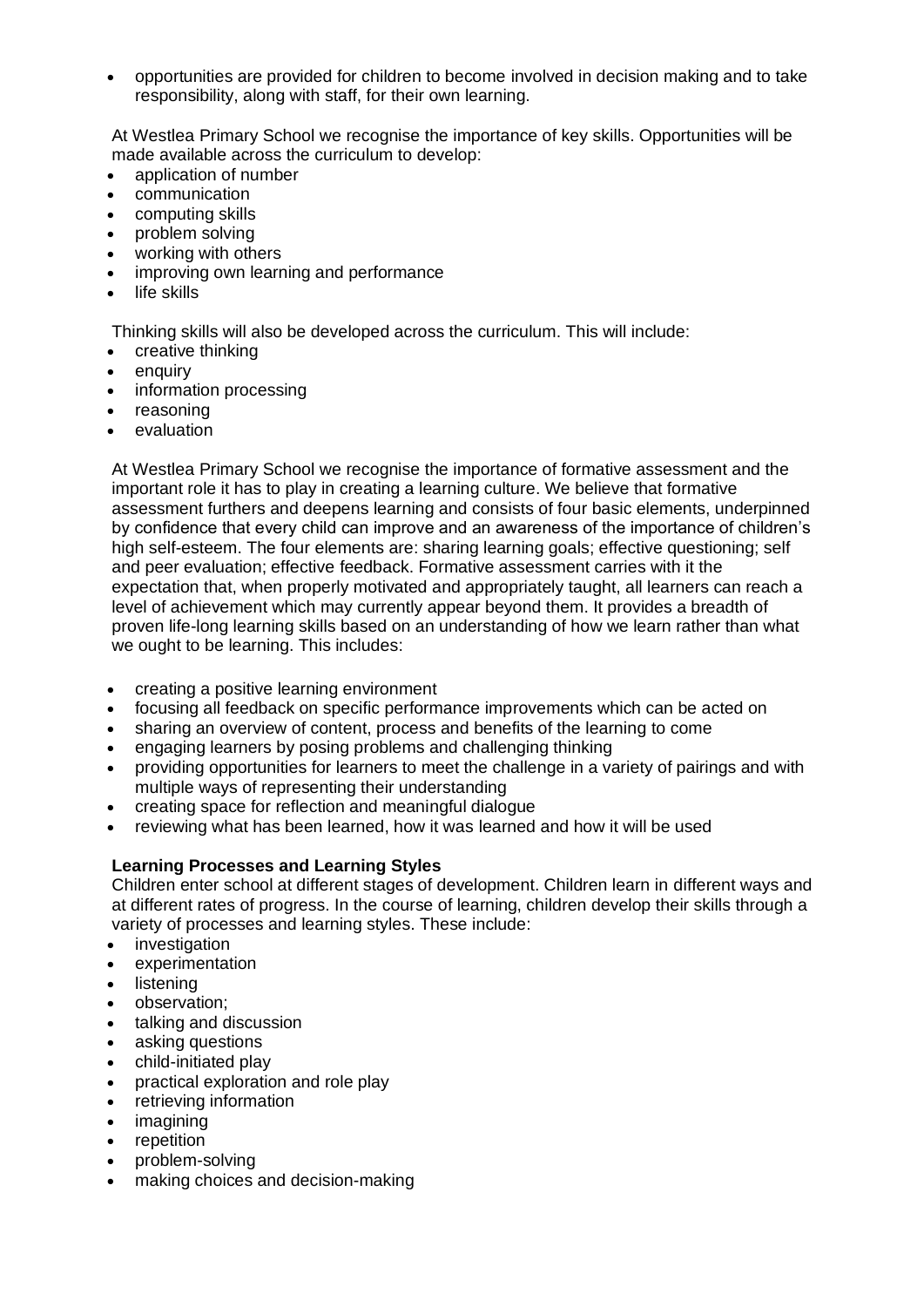- opportunities are provided for children to become involved in decision making and to take responsibility, along with staff, for their own learning.

At Westlea Primary School we recognise the importance of key skills. Opportunities will be made available across the curriculum to develop:

- application of number
- communication
- computing skills
- problem solving
- working with others
- improving own learning and performance
- life skills

Thinking skills will also be developed across the curriculum. This will include:

- creative thinking
- enquiry
- information processing
- reasoning
- evaluation

At Westlea Primary School we recognise the importance of formative assessment and the important role it has to play in creating a learning culture. We believe that formative assessment furthers and deepens learning and consists of four basic elements, underpinned by confidence that every child can improve and an awareness of the importance of children's high self-esteem. The four elements are: sharing learning goals; effective questioning; self and peer evaluation; effective feedback. Formative assessment carries with it the expectation that, when properly motivated and appropriately taught, all learners can reach a level of achievement which may currently appear beyond them. It provides a breadth of proven life-long learning skills based on an understanding of how we learn rather than what we ought to be learning. This includes:

- creating a positive learning environment
- focusing all feedback on specific performance improvements which can be acted on
- sharing an overview of content, process and benefits of the learning to come
- engaging learners by posing problems and challenging thinking
- providing opportunities for learners to meet the challenge in a variety of pairings and with multiple ways of representing their understanding
- creating space for reflection and meaningful dialogue
- reviewing what has been learned, how it was learned and how it will be used

**Learning Processes and Learning Styles**

Children enter school at different stages of development. Children learn in different ways and at different rates of progress. In the course of learning, children develop their skills through a variety of processes and learning styles. These include:

- investigation
- experimentation
- listening
- observation;
- talking and discussion
- asking questions
- child-initiated play
- practical exploration and role play
- retrieving information
- imagining
- repetition
- problem-solving
- making choices and decision-making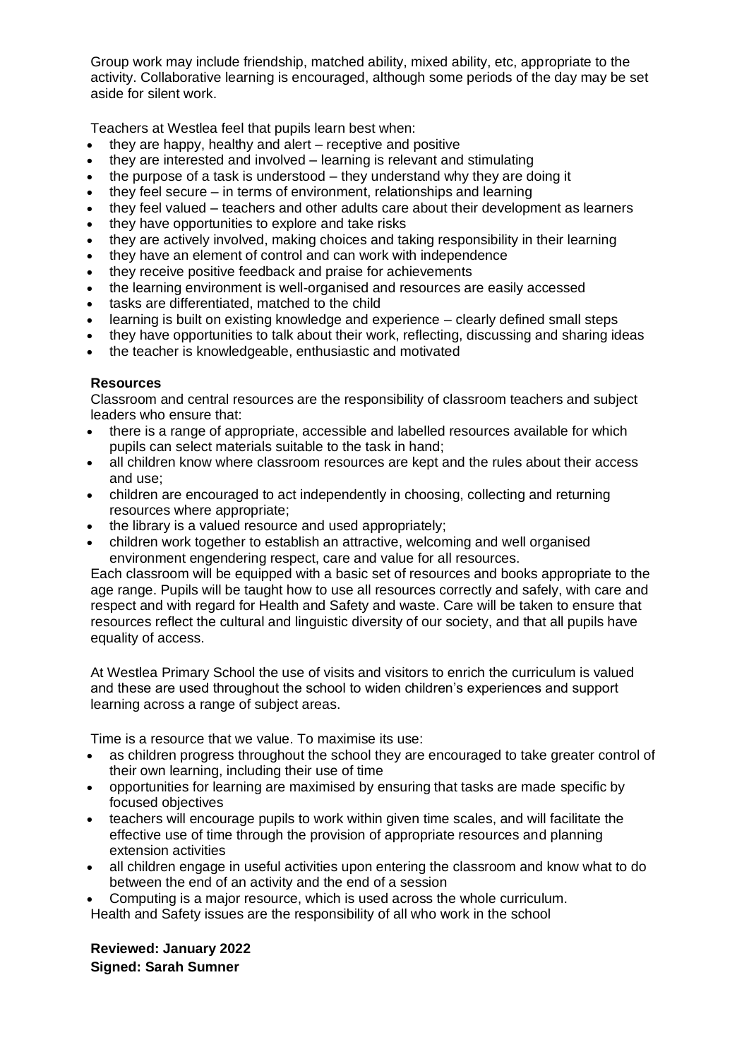Group work may include friendship, matched ability, mixed ability, etc, appropriate to the activity. Collaborative learning is encouraged, although some periods of the day may be set aside for silent work.

Teachers at Westlea feel that pupils learn best when:

- they are happy, healthy and alert – receptive and positive
- they are interested and involved – learning is relevant and stimulating
- the purpose of a task is understood – they understand why they are doing it
- they feel secure – in terms of environment, relationships and learning
- they feel valued – teachers and other adults care about their development as learners
- they have opportunities to explore and take risks
- they are actively involved, making choices and taking responsibility in their learning
- they have an element of control and can work with independence
- they receive positive feedback and praise for achievements
- the learning environment is well-organised and resources are easily accessed
- tasks are differentiated, matched to the child
- learning is built on existing knowledge and experience – clearly defined small steps
- they have opportunities to talk about their work, reflecting, discussing and sharing ideas
- the teacher is knowledgeable, enthusiastic and motivated

**Resources**

Classroom and central resources are the responsibility of classroom teachers and subject leaders who ensure that:

- there is a range of appropriate, accessible and labelled resources available for which pupils can select materials suitable to the task in hand;
- all children know where classroom resources are kept and the rules about their access and use;
- children are encouraged to act independently in choosing, collecting and returning resources where appropriate;
- the library is a valued resource and used appropriately;
- children work together to establish an attractive, welcoming and well organised environment engendering respect, care and value for all resources.

Each classroom will be equipped with a basic set of resources and books appropriate to the age range. Pupils will be taught how to use all resources correctly and safely, with care and respect and with regard for Health and Safety and waste. Care will be taken to ensure that resources reflect the cultural and linguistic diversity of our society, and that all pupils have equality of access.

At Westlea Primary School the use of visits and visitors to enrich the curriculum is valued and these are used throughout the school to widen children's experiences and support learning across a range of subject areas.

Time is a resource that we value. To maximise its use:

- as children progress throughout the school they are encouraged to take greater control of their own learning, including their use of time
- opportunities for learning are maximised by ensuring that tasks are made specific by focused objectives
- teachers will encourage pupils to work within given time scales, and will facilitate the effective use of time through the provision of appropriate resources and planning extension activities
- all children engage in useful activities upon entering the classroom and know what to do between the end of an activity and the end of a session
- Computing is a major resource, which is used across the whole curriculum.

Health and Safety issues are the responsibility of all who work in the school

**Reviewed: January 2022**
**Signed: Sarah Sumner**